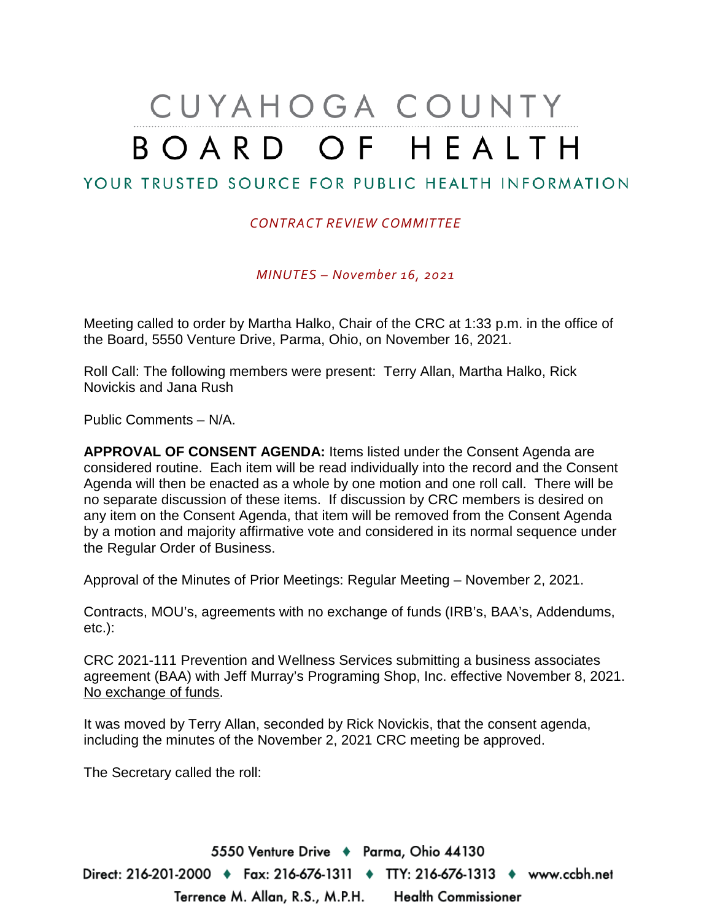# CUYAHOGA COUNTY
# BOARD OF HEALTH

## YOUR TRUSTED SOURCE FOR PUBLIC HEALTH INFORMATION

*CONTRACT REVIEW COMMITTEE*

*MINUTES – November 16, 2021*

Meeting called to order by Martha Halko, Chair of the CRC at 1:33 p.m. in the office of the Board, 5550 Venture Drive, Parma, Ohio, on November 16, 2021.

Roll Call: The following members were present: Terry Allan, Martha Halko, Rick Novickis and Jana Rush

Public Comments – N/A.

**APPROVAL OF CONSENT AGENDA:** Items listed under the Consent Agenda are considered routine. Each item will be read individually into the record and the Consent Agenda will then be enacted as a whole by one motion and one roll call. There will be no separate discussion of these items. If discussion by CRC members is desired on any item on the Consent Agenda, that item will be removed from the Consent Agenda by a motion and majority affirmative vote and considered in its normal sequence under the Regular Order of Business.

Approval of the Minutes of Prior Meetings: Regular Meeting – November 2, 2021.

Contracts, MOU's, agreements with no exchange of funds (IRB's, BAA's, Addendums, etc.):

CRC 2021-111 Prevention and Wellness Services submitting a business associates agreement (BAA) with Jeff Murray's Programing Shop, Inc. effective November 8, 2021. No exchange of funds.

It was moved by Terry Allan, seconded by Rick Novickis, that the consent agenda, including the minutes of the November 2, 2021 CRC meeting be approved.

The Secretary called the roll:

5550 Venture Drive ♦ Parma, Ohio 44130
Direct: 216-201-2000 ♦ Fax: 216-676-1311 ♦ TTY: 216-676-1313 ♦ www.ccbh.net
Terrence M. Allan, R.S., M.P.H. Health Commissioner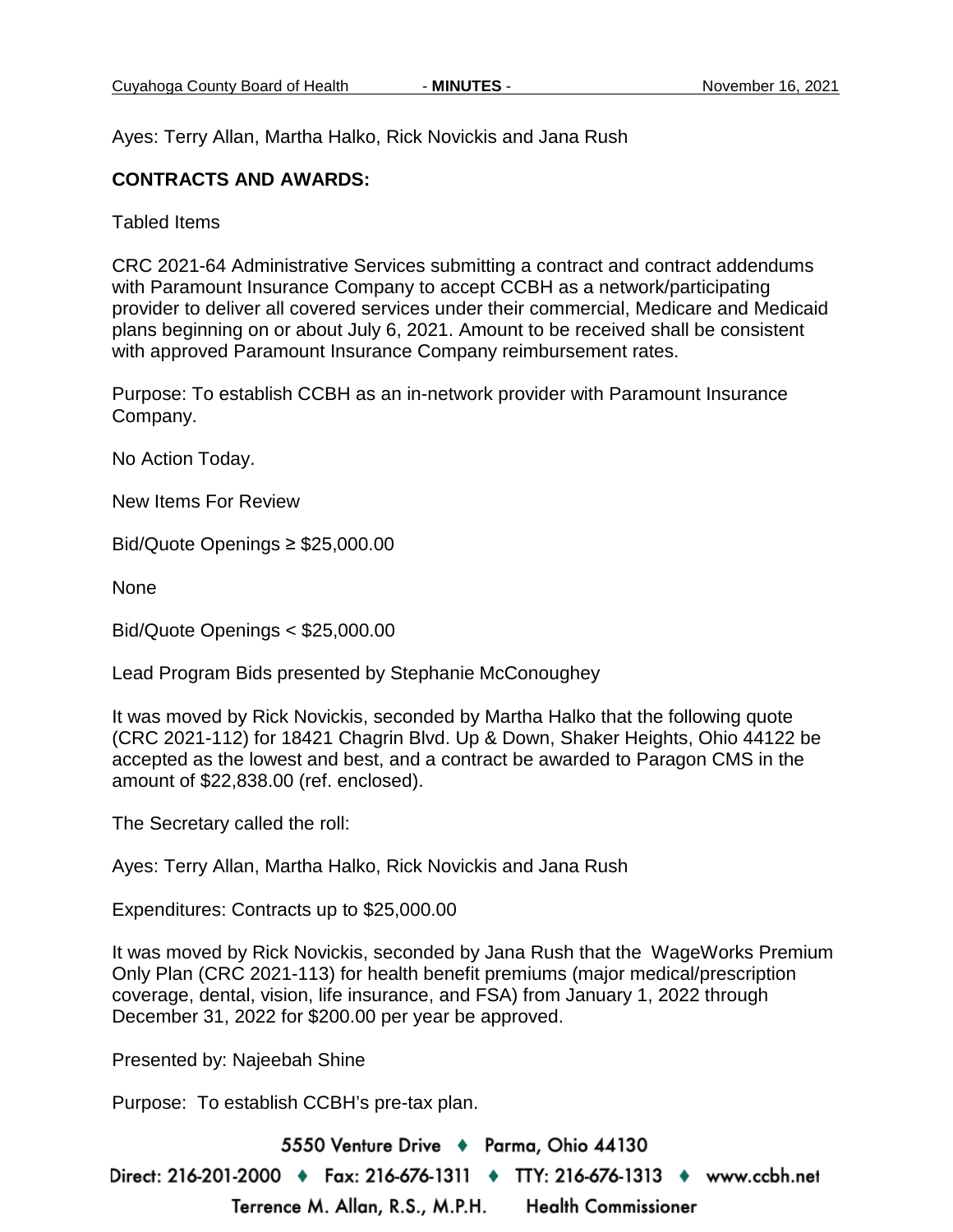Ayes: Terry Allan, Martha Halko, Rick Novickis and Jana Rush

**CONTRACTS AND AWARDS:**

Tabled Items

CRC 2021-64 Administrative Services submitting a contract and contract addendums with Paramount Insurance Company to accept CCBH as a network/participating provider to deliver all covered services under their commercial, Medicare and Medicaid plans beginning on or about July 6, 2021. Amount to be received shall be consistent with approved Paramount Insurance Company reimbursement rates.

Purpose: To establish CCBH as an in-network provider with Paramount Insurance Company.

No Action Today.

New Items For Review

Bid/Quote Openings ≥ $25,000.00

None

Bid/Quote Openings < $25,000.00

Lead Program Bids presented by Stephanie McConoughey

It was moved by Rick Novickis, seconded by Martha Halko that the following quote (CRC 2021-112) for 18421 Chagrin Blvd. Up & Down, Shaker Heights, Ohio 44122 be accepted as the lowest and best, and a contract be awarded to Paragon CMS in the amount of $22,838.00 (ref. enclosed).

The Secretary called the roll:

Ayes: Terry Allan, Martha Halko, Rick Novickis and Jana Rush

Expenditures: Contracts up to $25,000.00

It was moved by Rick Novickis, seconded by Jana Rush that the WageWorks Premium Only Plan (CRC 2021-113) for health benefit premiums (major medical/prescription coverage, dental, vision, life insurance, and FSA) from January 1, 2022 through December 31, 2022 for $200.00 per year be approved.

Presented by: Najeebah Shine

Purpose: To establish CCBH's pre-tax plan.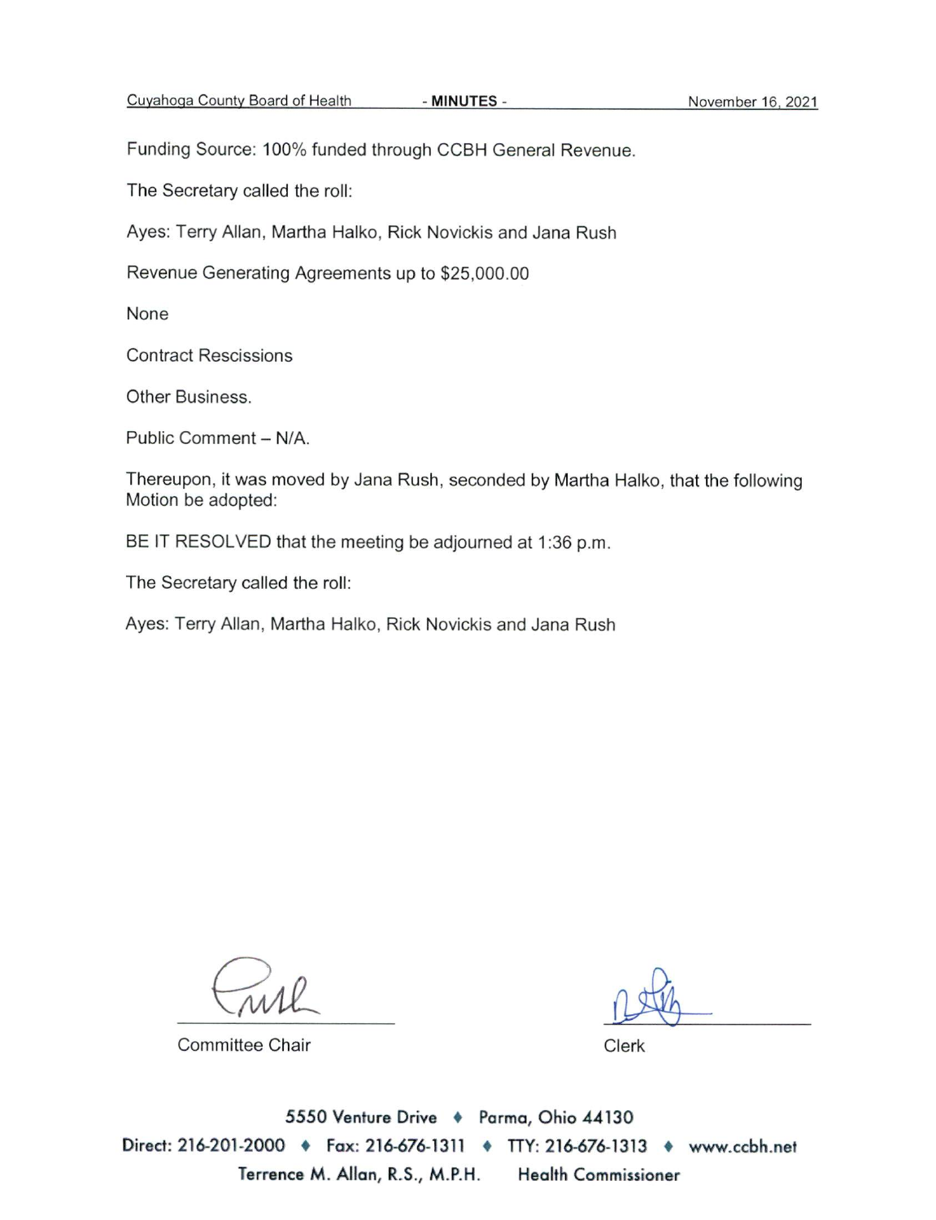Funding Source: 100% funded through CCBH General Revenue.

The Secretary called the roll:

Ayes: Terry Allan, Martha Halko, Rick Novickis and Jana Rush

Revenue Generating Agreements up to $25,000.00

None

Contract Rescissions

Other Business.

Public Comment – N/A.

Thereupon, it was moved by Jana Rush, seconded by Martha Halko, that the following Motion be adopted:

BE IT RESOLVED that the meeting be adjourned at 1:36 p.m.

The Secretary called the roll:

Ayes: Terry Allan, Martha Halko, Rick Novickis and Jana Rush

Committee Chair

Clerk

5550 Venture Drive ♦ Parma, Ohio 44130

Direct: 216-201-2000 ♦ Fax: 216-676-1311 ♦ TTY: 216-676-1313 ♦ www.ccbh.net

Terrence M. Allan, R.S., M.P.H. Health Commissioner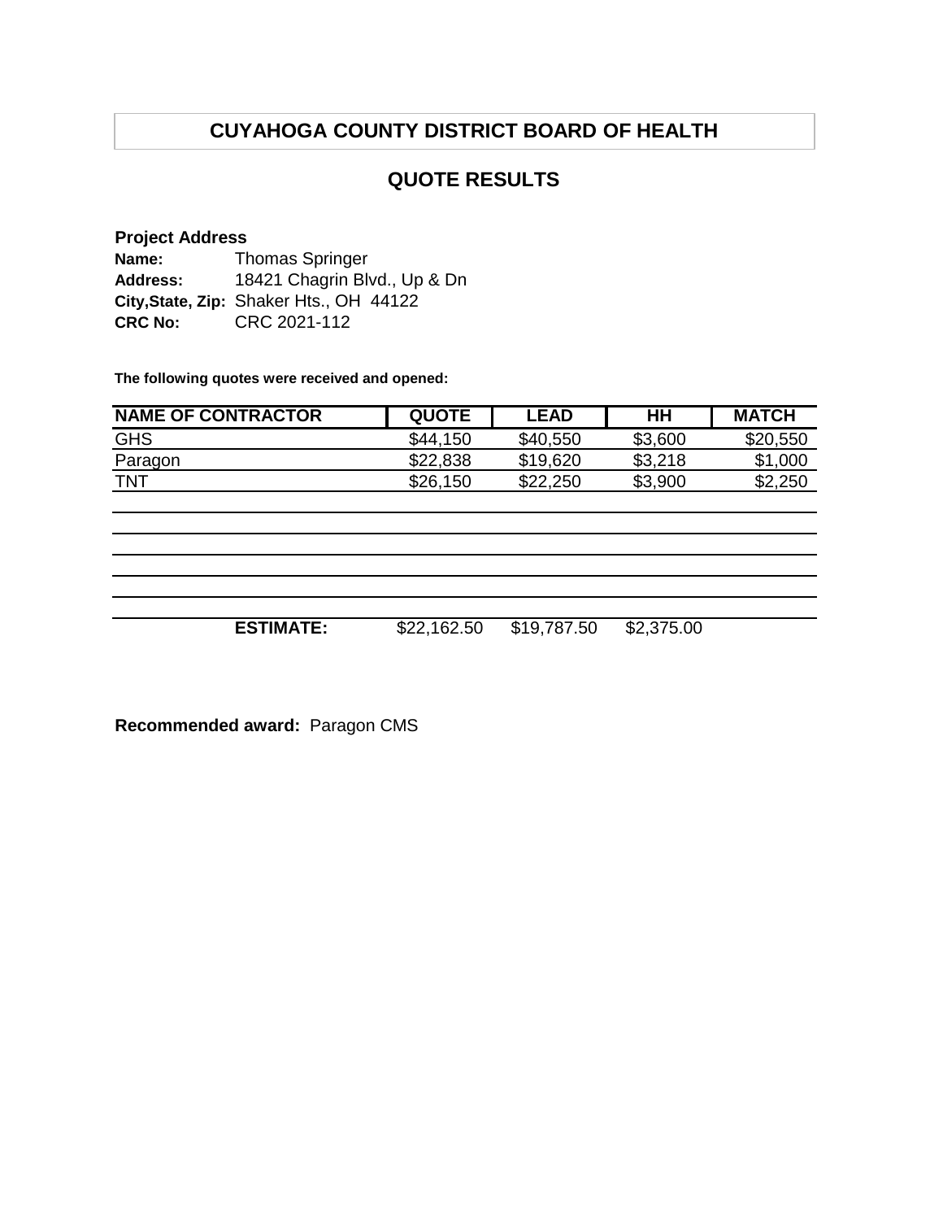# CUYAHOGA COUNTY DISTRICT BOARD OF HEALTH

## QUOTE RESULTS

**Project Address**

**Name:** Thomas Springer
**Address:** 18421 Chagrin Blvd., Up & Dn
**City,State, Zip:** Shaker Hts., OH 44122
**CRC No:** CRC 2021-112

**The following quotes were received and opened:**

| NAME OF CONTRACTOR | QUOTE | LEAD | HH | MATCH |
|---|---|---|---|---|
| GHS | $44,150 | $40,550 | $3,600 | $20,550 |
| Paragon | $22,838 | $19,620 | $3,218 | $1,000 |
| TNT | $26,150 | $22,250 | $3,900 | $2,250 |
| | | | | |
| | | | | |
| | | | | |
| | | | | |
| | | | | |
| **ESTIMATE:** | $22,162.50 | $19,787.50 | $2,375.00 | |

**Recommended award:** Paragon CMS